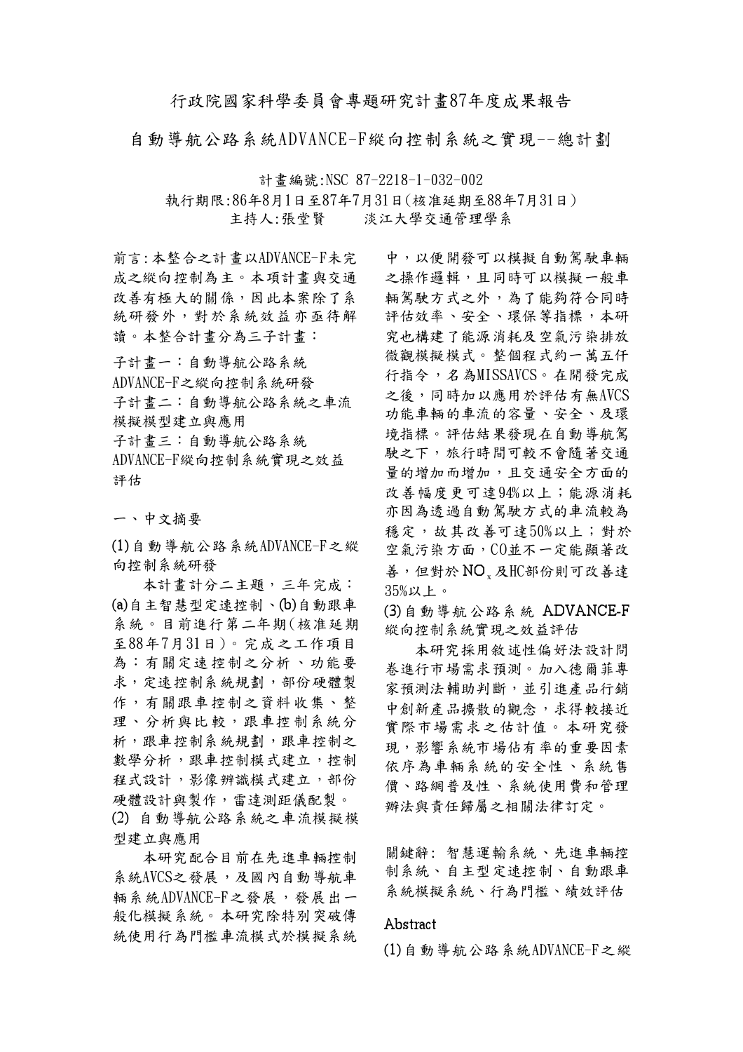# 行政院國家科學委員會專題研究計畫87年度成果報告

## 自動導航公路系統ADVANCE-F縱向控制系統之實現--總計劃

計畫編號:NSC 87-2218-1-032-002

執行期限:86年8月1日至87年7月31日(核准延期至88年7月31日)

主持人:張堂賢　　淡江大學交通管理學系

前言:本整合之計畫以ADVANCE-F未完成之縱向控制為主。本項計畫與交通改善有極大的關係，因此本案除了系統研發外，對於系統效益亦亟待解讀。本整合計畫分為三子計畫：

子計畫一：自動導航公路系統ADVANCE-F之縱向控制系統研發

子計畫二：自動導航公路系統之車流模擬模型建立與應用

子計畫三：自動導航公路系統ADVANCE-F縱向控制系統實現之效益評估

### 一、中文摘要

(1)自動導航公路系統ADVANCE-F之縱向控制系統研發

本計畫計分二主題，三年完成：(a)自主智慧型定速控制、(b)自動跟車系統。目前進行第二年期(核准延期至88年7月31日)。完成之工作項目為：有關定速控制之分析、功能要求，定速控制系統規劃，部份硬體製作，有關跟車控制之資料收集、整理、分析與比較，跟車控制系統分析，跟車控制系統規劃，跟車控制之數學分析，跟車控制模式建立，控制程式設計，影像辨識模式建立，部份硬體設計與製作，雷達測距儀配製。

(2) 自動導航公路系統之車流模擬模型建立與應用

本研究配合目前在先進車輛控制系統AVCS之發展，及國內自動導航車輛系統ADVANCE-F之發展，發展出一般化模擬系統。本研究除特別突破傳統使用行為門檻車流模式於模擬系統中，以便開發可以模擬自動駕駛車輛之操作邏輯，且同時可以模擬一般車輛駕駛方式之外，為了能夠符合同時評估效率、安全、環保等指標，本研究也構建了能源消耗及空氣污染排放微觀模擬模式。整個程式約一萬五仟行指令，名為MISSAVCS。在開發完成之後，同時加以應用於評估有無AVCS功能車輛的車流的容量、安全、及環境指標。評估結果發現在自動導航駕駛之下，旅行時間可較不會隨著交通量的增加而增加，且交通安全方面的改善幅度更可達94%以上；能源消耗亦因為透過自動駕駛方式的車流較為穩定，故其改善可達50%以上；對於空氣污染方面，CO並不一定能顯著改善，但對於 $NO_x$ 及HC部份則可改善達35%以上。

(3)自動導航公路系統 ADVANCE-F縱向控制系統實現之效益評估

本研究採用敘述性偏好法設計問卷進行市場需求預測。加入德爾菲專家預測法輔助判斷，並引進產品行銷中創新產品擴散的觀念，求得較接近實際市場需求之估計值。本研究發現，影響系統市場佔有率的重要因素依序為車輛系統的安全性、系統售價、路網普及性、系統使用費和管理辦法與責任歸屬之相關法律訂定。

關鍵辭: 智慧運輸系統、先進車輛控制系統、自主型定速控制、自動跟車系統模擬系統、行為門檻、績效評估

### Abstract

(1)自動導航公路系統ADVANCE-F之縱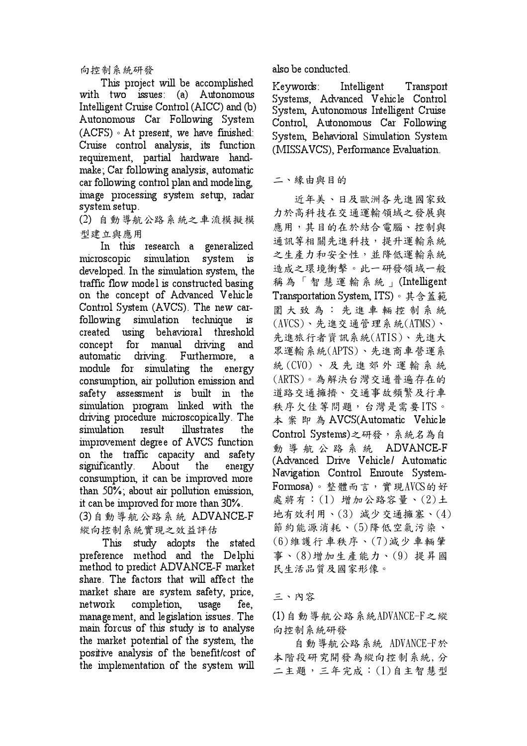向控制系統研發

This project will be accomplished with two issues: (a) Autonomous Intelligent Cruise Control (AICC) and (b) Autonomous Car Following System (ACFS)。At present, we have finished: Cruise control analysis, its function requirement, partial hardware hand-make; Car following analysis, automatic car following control plan and modeling, image processing system setup, radar system setup.

(2) 自動導航公路系統之車流模擬模型建立與應用

In this research a generalized microscopic simulation system is developed. In the simulation system, the traffic flow model is constructed basing on the concept of Advanced Vehicle Control System (AVCS). The new car-following simulation technique is created using behavioral threshold concept for manual driving and automatic driving. Furthermore, a module for simulating the energy consumption, air pollution emission and safety assessment is built in the simulation program linked with the driving procedure microscopically. The simulation result illustrates the improvement degree of AVCS function on the traffic capacity and safety significantly. About the energy consumption, it can be improved more than 50%; about air pollution emission, it can be improved for more than 30%.

(3) 自動導航公路系統 ADVANCE-F 縱向控制系統實現之效益評估

This study adopts the stated preference method and the Delphi method to predict ADVANCE-F market share. The factors that will affect the market share are system safety, price, network completion, usage fee, management, and legislation issues. The main forcus of this study is to analyse the market potential of the system, the positive analysis of the benefit/cost of the implementation of the system will also be conducted.

Keywords: Intelligent Transport Systems, Advanced Vehicle Control System, Autonomous Intelligent Cruise Control, Autonomous Car Following System, Behavioral Simulation System (MISSAVCS), Performance Evaluation.

## 二、緣由與目的

近年美、日及歐洲各先進國家致力於高科技在交通運輸領域之發展與應用，其目的在於結合電腦、控制與通訊等相關先進科技，提升運輸系統之生產力和安全性，並降低運輸系統造成之環境衝擊。此一研發領域一般稱為「智慧運輸系統」(Intelligent Transportation System, ITS)。其含蓋範圍大致為：先進車輛控制系統(AVCS)、先進交通管理系統(ATMS)、先進旅行者資訊系統(ATIS)、先進大眾運輸系統(APTS)、先進商車營運系統(CVO)、及先進郊外運輸系統(ARTS)。為解決台灣交通普遍存在的道路交通擁擠、交通事故頻繁及行車秩序欠佳等問題，台灣是需要ITS。本案即為AVCS(Automatic Vehicle Control Systems)之研發，系統名為自動導航公路系統 ADVANCE-F (Advanced Drive Vehicle/ Automatic Navigation Control Enroute System-Formosa)。整體而言，實現AVCS的好處將有：(1) 增加公路容量、(2)土地有效利用、(3) 減少交通擁塞、(4)節約能源消耗、(5)降低空氣污染、(6)維護行車秩序、(7)減少車輛肇事、(8)增加生產能力、(9) 提昇國民生活品質及國家形像。

## 三、內容

(1) 自動導航公路系統ADVANCE-F之縱向控制系統研發

自動導航公路系統 ADVANCE-F於本階段研究開發為縱向控制系統，分二主題，三年完成：(1)自主智慧型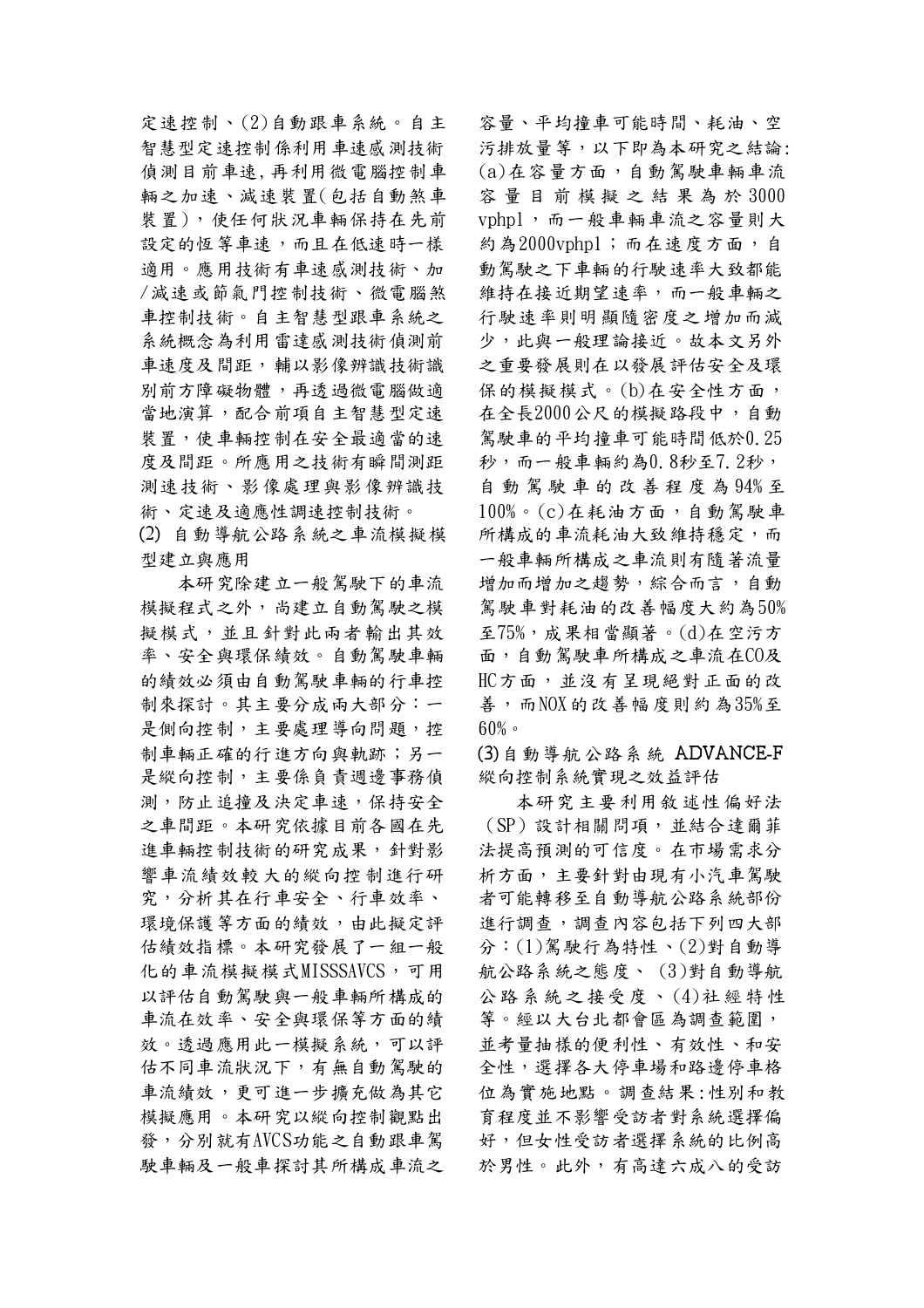定速控制、(2)自動跟車系統。自主智慧型定速控制係利用車速感測技術偵測目前車速,再利用微電腦控制車輛之加速、減速裝置(包括自動煞車裝置),使任何狀況車輛保持在先前設定的恆等車速,而且在低速時一樣適用。應用技術有車速感測技術、加/減速或節氣門控制技術、微電腦煞車控制技術。自主智慧型跟車系統之系統概念為利用雷達感測技術偵測前車速度及間距,輔以影像辨識技術識別前方障礙物體,再透過微電腦做適當地演算,配合前項自主智慧型定速裝置,使車輛控制在安全最適當的速度及間距。所應用之技術有瞬間測距測速技術、影像處理與影像辨識技術、定速及適應性調速控制技術。

(2) 自動導航公路系統之車流模擬模型建立與應用

本研究除建立一般駕駛下的車流模擬程式之外,尚建立自動駕駛之模擬模式,並且針對此兩者輸出其效率、安全與環保績效。自動駕駛車輛的績效必須由自動駕駛車輛的行車控制來探討。其主要分成兩大部分:一是側向控制,主要處理導向問題,控制車輛正確的行進方向與軌跡;另一是縱向控制,主要係負責週邊事務偵測,防止追撞及決定車速,保持安全之車間距。本研究依據目前各國在先進車輛控制技術的研究成果,針對影響車流績效較大的縱向控制進行研究,分析其在行車安全、行車效率、環境保護等方面的績效,由此擬定評估績效指標。本研究發展了一組一般化的車流模擬模式MISSSAVCS,可用以評估自動駕駛與一般車輛所構成的車流在效率、安全與環保等方面的績效。透過應用此一模擬系統,可以評估不同車流狀況下,有無自動駕駛的車流績效,更可進一步擴充做為其它模擬應用。本研究以縱向控制觀點出發,分別就有AVCS功能之自動跟車駕駛車輛及一般車探討其所構成車流之容量、平均撞車可能時間、耗油、空污排放量等,以下即為本研究之結論:(a)在容量方面,自動駕駛車輛車流容量目前模擬之結果為於3000 vphpl,而一般車輛車流之容量則大約為2000vphpl;而在速度方面,自動駕駛之下車輛的行駛速率大致都能維持在接近期望速率,而一般車輛之行駛速率則明顯隨密度之增加而減少,此與一般理論接近。故本文另外之重要發展則在以發展評估安全及環保的模擬模式。(b)在安全性方面,在全長2000公尺的模擬路段中,自動駕駛車的平均撞車可能時間低於0.25秒,而一般車輛約為0.8秒至7.2秒,自動駕駛車的改善程度為94%至100%。(c)在耗油方面,自動駕駛車所構成的車流耗油大致維持穩定,而一般車輛所構成之車流則有隨著流量增加而增加之趨勢,綜合而言,自動駕駛車對耗油的改善幅度大約為50%至75%,成果相當顯著。(d)在空污方面,自動駕駛車所構成之車流在CO及HC方面,並沒有呈現絕對正面的改善,而NOX的改善幅度則約為35%至60%。

(3)自動導航公路系統 ADVANCE-F 縱向控制系統實現之效益評估

本研究主要利用敘述性偏好法(SP)設計相關問項,並結合達爾菲法提高預測的可信度。在市場需求分析方面,主要針對由現有小汽車駕駛者可能轉移至自動導航公路系統部份進行調查,調查內容包括下列四大部分:(1)駕駛行為特性、(2)對自動導航公路系統之態度、(3)對自動導航公路系統之接受度、(4)社經特性等。經以大台北都會區為調查範圍,並考量抽樣的便利性、有效性、和安全性,選擇各大停車場和路邊停車格位為實施地點。調查結果:性別和教育程度並不影響受訪者對系統選擇偏好,但女性受訪者選擇系統的比例高於男性。此外,有高達六成八的受訪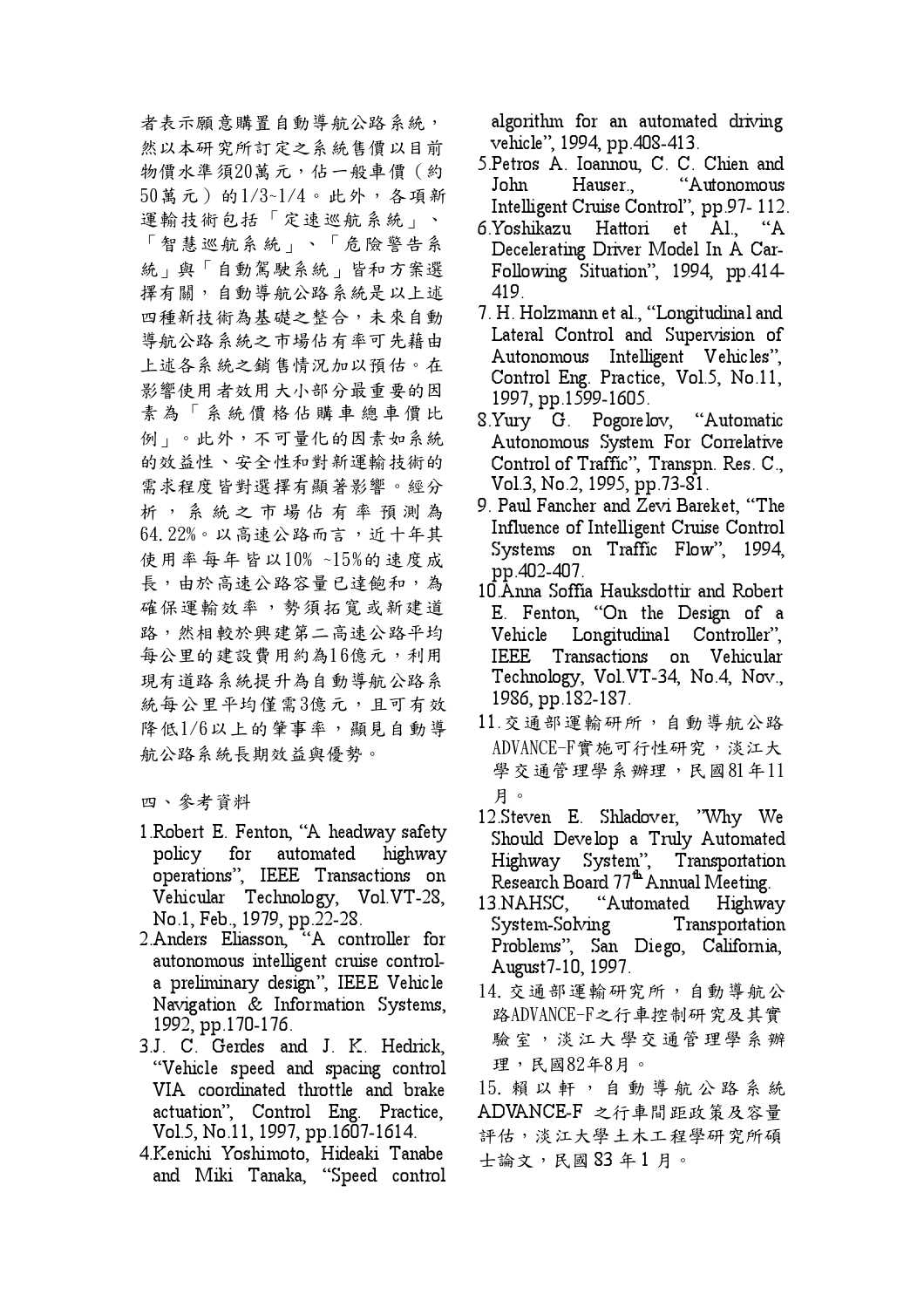者表示願意購置自動導航公路系統，然以本研究所訂定之系統售價以目前物價水準須20萬元，佔一般車價（約50萬元）的1/3~1/4。此外，各項新運輸技術包括「定速巡航系統」、「智慧巡航系統」、「危險警告系統」與「自動駕駛系統」皆和方案選擇有關，自動導航公路系統是以上述四種新技術為基礎之整合，未來自動導航公路系統之市場佔有率可先藉由上述各系統之銷售情況加以預估。在影響使用者效用大小部分最重要的因素為「系統價格佔購車總車價比例」。此外，不可量化的因素如系統的效益性、安全性和對新運輸技術的需求程度皆對選擇有顯著影響。經分析，系統之市場佔有率預測為64.22%。以高速公路而言，近十年其使用率每年皆以10% ~15%的速度成長，由於高速公路容量已達飽和，為確保運輸效率，勢須拓寬或新建道路，然相較於興建第二高速公路平均每公里的建設費用約為16億元，利用現有道路系統提升為自動導航公路系統每公里平均僅需3億元，且可有效降低1/6以上的肇事率，顯見自動導航公路系統長期效益與優勢。

## 四、參考資料

1. Robert E. Fenton, "A headway safety policy for automated highway operations", IEEE Transactions on Vehicular Technology, Vol.VT-28, No.1, Feb., 1979, pp.22-28.
2. Anders Eliasson, "A controller for autonomous intelligent cruise control-a preliminary design", IEEE Vehicle Navigation & Information Systems, 1992, pp.170-176.
3. J. C. Gerdes and J. K. Hedrick, "Vehicle speed and spacing control VIA coordinated throttle and brake actuation", Control Eng. Practice, Vol.5, No.11, 1997, pp.1607-1614.
4. Kenichi Yoshimoto, Hideaki Tanabe and Miki Tanaka, "Speed control algorithm for an automated driving vehicle", 1994, pp.408-413.
5. Petros A. Ioannou, C. C. Chien and John Hauser., "Autonomous Intelligent Cruise Control", pp.97- 112.
6. Yoshikazu Hattori et Al., "A Decelerating Driver Model In A Car-Following Situation", 1994, pp.414-419.
7. H. Holzmann et al., "Longitudinal and Lateral Control and Supervision of Autonomous Intelligent Vehicles", Control Eng. Practice, Vol.5, No.11, 1997, pp.1599-1605.
8. Yury G. Pogorelov, "Automatic Autonomous System For Correlative Control of Traffic", Transpn. Res. C., Vol.3, No.2, 1995, pp.73-81.
9. Paul Fancher and Zevi Bareket, "The Influence of Intelligent Cruise Control Systems on Traffic Flow", 1994, pp.402-407.
10. Anna Soffia Hauksdottir and Robert E. Fenton, "On the Design of a Vehicle Longitudinal Controller", IEEE Transactions on Vehicular Technology, Vol.VT-34, No.4, Nov., 1986, pp.182-187.
11. 交通部運輸研所，自動導航公路ADVANCE-F實施可行性研究，淡江大學交通管理學系辦理，民國81年11月。
12. Steven E. Shladover, "Why We Should Develop a Truly Automated Highway System", Transportation Research Board 77th Annual Meeting.
13. NAHSC, "Automated Highway System-Solving Transportation Problems", San Diego, California, August7-10, 1997.
14. 交通部運輸研究所，自動導航公路ADVANCE-F之行車控制研究及其實驗室，淡江大學交通管理學系辦理，民國82年8月。
15. 賴以軒，自動導航公路系統ADVANCE-F 之行車間距政策及容量評估，淡江大學土木工程學研究所碩士論文，民國 83 年 1 月。